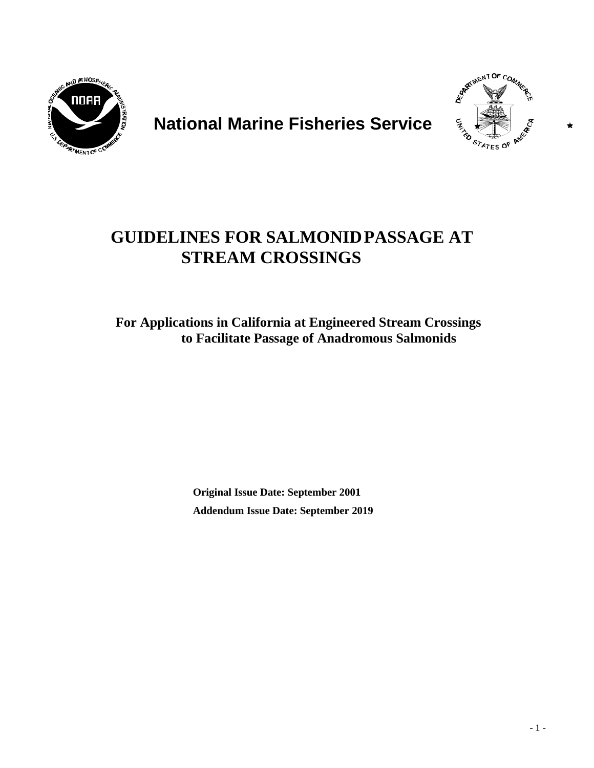**National Marine Fisheries Service**

# GUIDELINES FOR SALMONID PASSAGE AT STREAM CROSSINGS

## For Applications in California at Engineered Stream Crossings to Facilitate Passage of Anadromous Salmonids

**Original Issue Date: September 2001**

**Addendum Issue Date: September 2019**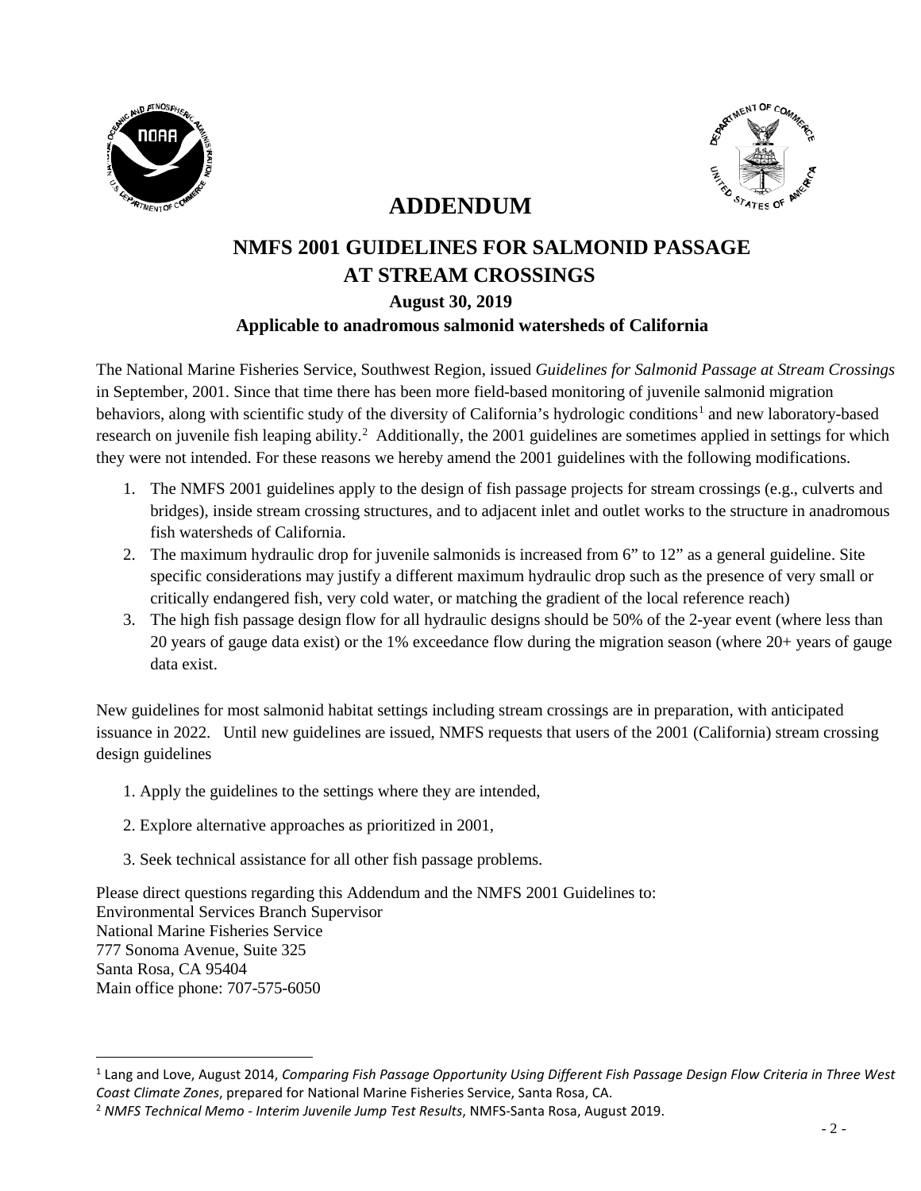# ADDENDUM

## NMFS 2001 GUIDELINES FOR SALMONID PASSAGE AT STREAM CROSSINGS

**August 30, 2019**

**Applicable to anadromous salmonid watersheds of California**

The National Marine Fisheries Service, Southwest Region, issued *Guidelines for Salmonid Passage at Stream Crossings* in September, 2001. Since that time there has been more field-based monitoring of juvenile salmonid migration behaviors, along with scientific study of the diversity of California's hydrologic conditions[1] and new laboratory-based research on juvenile fish leaping ability.[2] Additionally, the 2001 guidelines are sometimes applied in settings for which they were not intended. For these reasons we hereby amend the 2001 guidelines with the following modifications.

1. The NMFS 2001 guidelines apply to the design of fish passage projects for stream crossings (e.g., culverts and bridges), inside stream crossing structures, and to adjacent inlet and outlet works to the structure in anadromous fish watersheds of California.
2. The maximum hydraulic drop for juvenile salmonids is increased from 6" to 12" as a general guideline. Site specific considerations may justify a different maximum hydraulic drop such as the presence of very small or critically endangered fish, very cold water, or matching the gradient of the local reference reach)
3. The high fish passage design flow for all hydraulic designs should be 50% of the 2-year event (where less than 20 years of gauge data exist) or the 1% exceedance flow during the migration season (where 20+ years of gauge data exist.

New guidelines for most salmonid habitat settings including stream crossings are in preparation, with anticipated issuance in 2022. Until new guidelines are issued, NMFS requests that users of the 2001 (California) stream crossing design guidelines

1. Apply the guidelines to the settings where they are intended,
2. Explore alternative approaches as prioritized in 2001,
3. Seek technical assistance for all other fish passage problems.

Please direct questions regarding this Addendum and the NMFS 2001 Guidelines to:
Environmental Services Branch Supervisor
National Marine Fisheries Service
777 Sonoma Avenue, Suite 325
Santa Rosa, CA 95404
Main office phone: 707-575-6050

---

[1] Lang and Love, August 2014, *Comparing Fish Passage Opportunity Using Different Fish Passage Design Flow Criteria in Three West Coast Climate Zones*, prepared for National Marine Fisheries Service, Santa Rosa, CA.

[2] *NMFS Technical Memo - Interim Juvenile Jump Test Results*, NMFS-Santa Rosa, August 2019.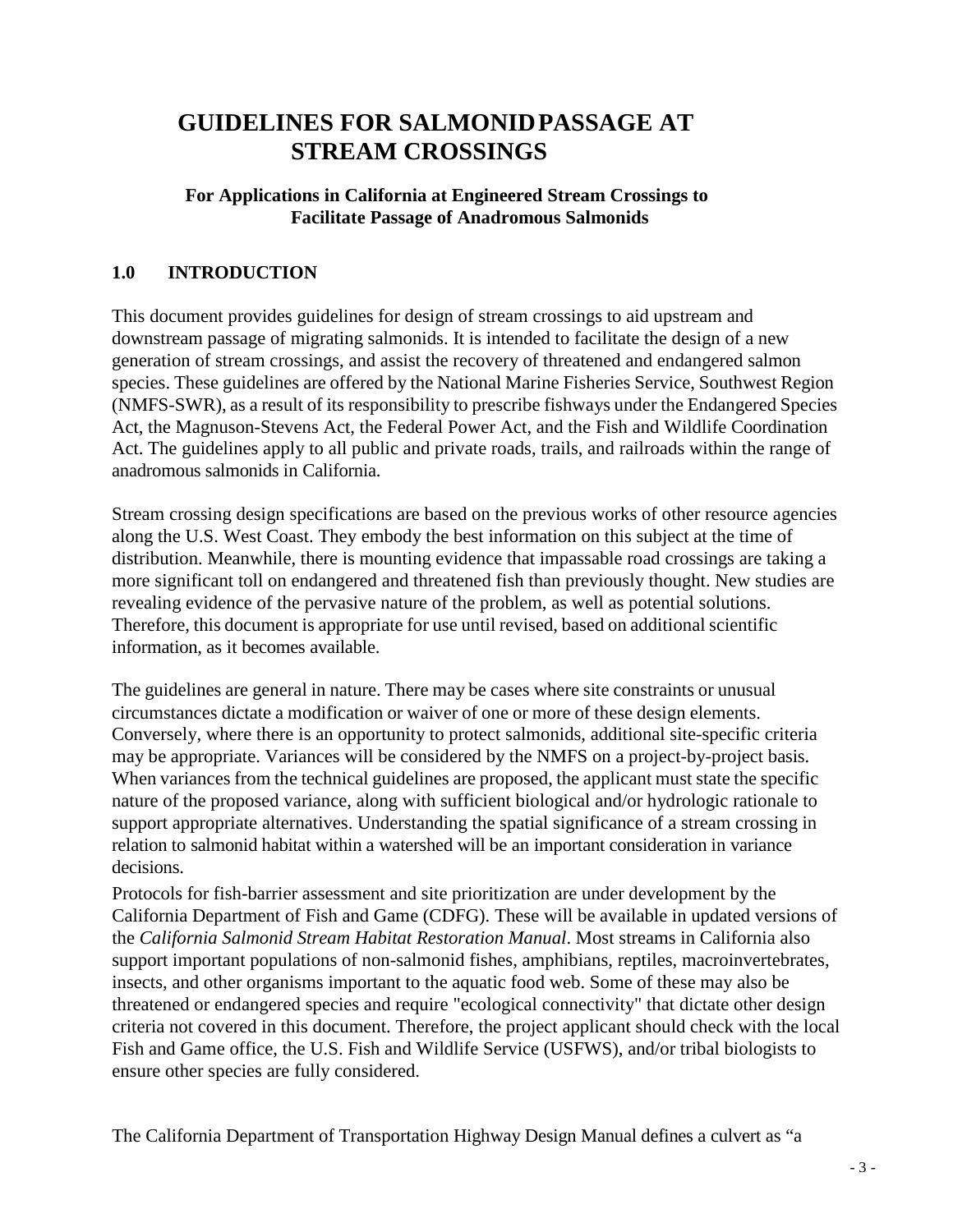# GUIDELINES FOR SALMONID PASSAGE AT STREAM CROSSINGS

**For Applications in California at Engineered Stream Crossings to Facilitate Passage of Anadromous Salmonids**

## 1.0 INTRODUCTION

This document provides guidelines for design of stream crossings to aid upstream and downstream passage of migrating salmonids. It is intended to facilitate the design of a new generation of stream crossings, and assist the recovery of threatened and endangered salmon species. These guidelines are offered by the National Marine Fisheries Service, Southwest Region (NMFS-SWR), as a result of its responsibility to prescribe fishways under the Endangered Species Act, the Magnuson-Stevens Act, the Federal Power Act, and the Fish and Wildlife Coordination Act. The guidelines apply to all public and private roads, trails, and railroads within the range of anadromous salmonids in California.

Stream crossing design specifications are based on the previous works of other resource agencies along the U.S. West Coast. They embody the best information on this subject at the time of distribution. Meanwhile, there is mounting evidence that impassable road crossings are taking a more significant toll on endangered and threatened fish than previously thought. New studies are revealing evidence of the pervasive nature of the problem, as well as potential solutions. Therefore, this document is appropriate for use until revised, based on additional scientific information, as it becomes available.

The guidelines are general in nature. There may be cases where site constraints or unusual circumstances dictate a modification or waiver of one or more of these design elements. Conversely, where there is an opportunity to protect salmonids, additional site-specific criteria may be appropriate. Variances will be considered by the NMFS on a project-by-project basis. When variances from the technical guidelines are proposed, the applicant must state the specific nature of the proposed variance, along with sufficient biological and/or hydrologic rationale to support appropriate alternatives. Understanding the spatial significance of a stream crossing in relation to salmonid habitat within a watershed will be an important consideration in variance decisions.

Protocols for fish-barrier assessment and site prioritization are under development by the California Department of Fish and Game (CDFG). These will be available in updated versions of the *California Salmonid Stream Habitat Restoration Manual*. Most streams in California also support important populations of non-salmonid fishes, amphibians, reptiles, macroinvertebrates, insects, and other organisms important to the aquatic food web. Some of these may also be threatened or endangered species and require "ecological connectivity" that dictate other design criteria not covered in this document. Therefore, the project applicant should check with the local Fish and Game office, the U.S. Fish and Wildlife Service (USFWS), and/or tribal biologists to ensure other species are fully considered.

The California Department of Transportation Highway Design Manual defines a culvert as “a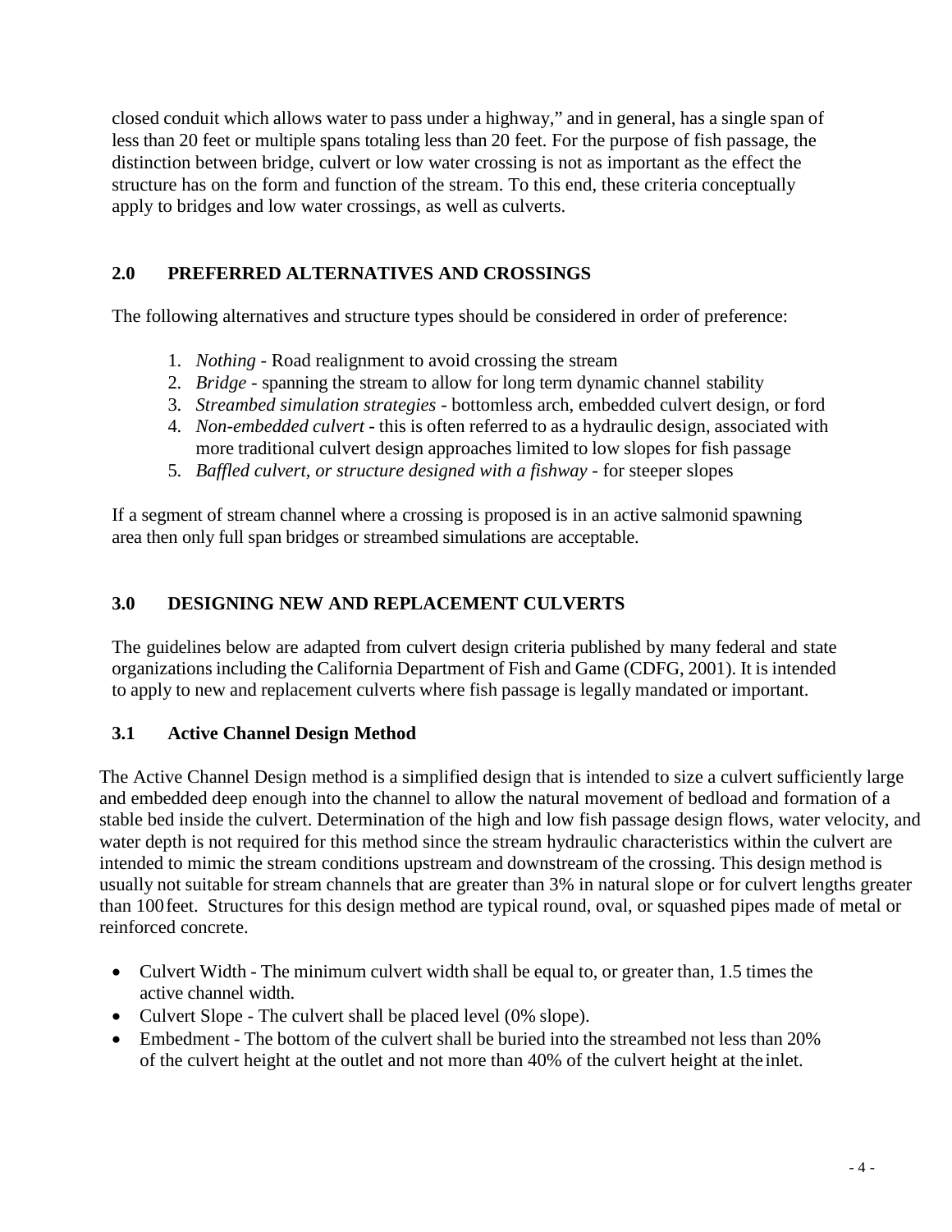closed conduit which allows water to pass under a highway," and in general, has a single span of less than 20 feet or multiple spans totaling less than 20 feet. For the purpose of fish passage, the distinction between bridge, culvert or low water crossing is not as important as the effect the structure has on the form and function of the stream. To this end, these criteria conceptually apply to bridges and low water crossings, as well as culverts.

## 2.0 PREFERRED ALTERNATIVES AND CROSSINGS

The following alternatives and structure types should be considered in order of preference:

1. *Nothing* - Road realignment to avoid crossing the stream
2. *Bridge* - spanning the stream to allow for long term dynamic channel stability
3. *Streambed simulation strategies* - bottomless arch, embedded culvert design, or ford
4. *Non-embedded culvert* - this is often referred to as a hydraulic design, associated with more traditional culvert design approaches limited to low slopes for fish passage
5. *Baffled culvert, or structure designed with a fishway* - for steeper slopes

If a segment of stream channel where a crossing is proposed is in an active salmonid spawning area then only full span bridges or streambed simulations are acceptable.

## 3.0 DESIGNING NEW AND REPLACEMENT CULVERTS

The guidelines below are adapted from culvert design criteria published by many federal and state organizations including the California Department of Fish and Game (CDFG, 2001). It is intended to apply to new and replacement culverts where fish passage is legally mandated or important.

### 3.1 Active Channel Design Method

The Active Channel Design method is a simplified design that is intended to size a culvert sufficiently large and embedded deep enough into the channel to allow the natural movement of bedload and formation of a stable bed inside the culvert. Determination of the high and low fish passage design flows, water velocity, and water depth is not required for this method since the stream hydraulic characteristics within the culvert are intended to mimic the stream conditions upstream and downstream of the crossing. This design method is usually not suitable for stream channels that are greater than 3% in natural slope or for culvert lengths greater than 100 feet. Structures for this design method are typical round, oval, or squashed pipes made of metal or reinforced concrete.

- Culvert Width - The minimum culvert width shall be equal to, or greater than, 1.5 times the active channel width.
- Culvert Slope - The culvert shall be placed level (0% slope).
- Embedment - The bottom of the culvert shall be buried into the streambed not less than 20% of the culvert height at the outlet and not more than 40% of the culvert height at the inlet.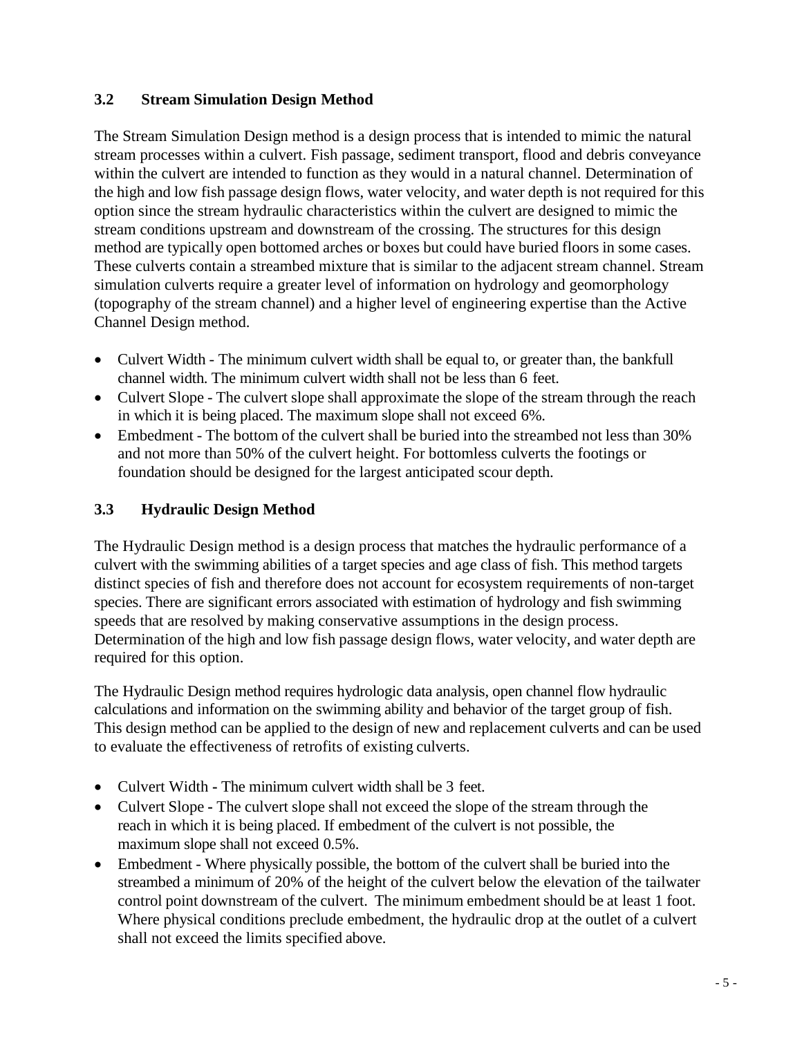### 3.2 Stream Simulation Design Method

The Stream Simulation Design method is a design process that is intended to mimic the natural stream processes within a culvert. Fish passage, sediment transport, flood and debris conveyance within the culvert are intended to function as they would in a natural channel. Determination of the high and low fish passage design flows, water velocity, and water depth is not required for this option since the stream hydraulic characteristics within the culvert are designed to mimic the stream conditions upstream and downstream of the crossing. The structures for this design method are typically open bottomed arches or boxes but could have buried floors in some cases. These culverts contain a streambed mixture that is similar to the adjacent stream channel. Stream simulation culverts require a greater level of information on hydrology and geomorphology (topography of the stream channel) and a higher level of engineering expertise than the Active Channel Design method.

- Culvert Width - The minimum culvert width shall be equal to, or greater than, the bankfull channel width. The minimum culvert width shall not be less than 6 feet.
- Culvert Slope - The culvert slope shall approximate the slope of the stream through the reach in which it is being placed. The maximum slope shall not exceed 6%.
- Embedment - The bottom of the culvert shall be buried into the streambed not less than 30% and not more than 50% of the culvert height. For bottomless culverts the footings or foundation should be designed for the largest anticipated scour depth.

### 3.3 Hydraulic Design Method

The Hydraulic Design method is a design process that matches the hydraulic performance of a culvert with the swimming abilities of a target species and age class of fish. This method targets distinct species of fish and therefore does not account for ecosystem requirements of non-target species. There are significant errors associated with estimation of hydrology and fish swimming speeds that are resolved by making conservative assumptions in the design process. Determination of the high and low fish passage design flows, water velocity, and water depth are required for this option.

The Hydraulic Design method requires hydrologic data analysis, open channel flow hydraulic calculations and information on the swimming ability and behavior of the target group of fish. This design method can be applied to the design of new and replacement culverts and can be used to evaluate the effectiveness of retrofits of existing culverts.

- Culvert Width - The minimum culvert width shall be 3 feet.
- Culvert Slope - The culvert slope shall not exceed the slope of the stream through the reach in which it is being placed. If embedment of the culvert is not possible, the maximum slope shall not exceed 0.5%.
- Embedment - Where physically possible, the bottom of the culvert shall be buried into the streambed a minimum of 20% of the height of the culvert below the elevation of the tailwater control point downstream of the culvert. The minimum embedment should be at least 1 foot. Where physical conditions preclude embedment, the hydraulic drop at the outlet of a culvert shall not exceed the limits specified above.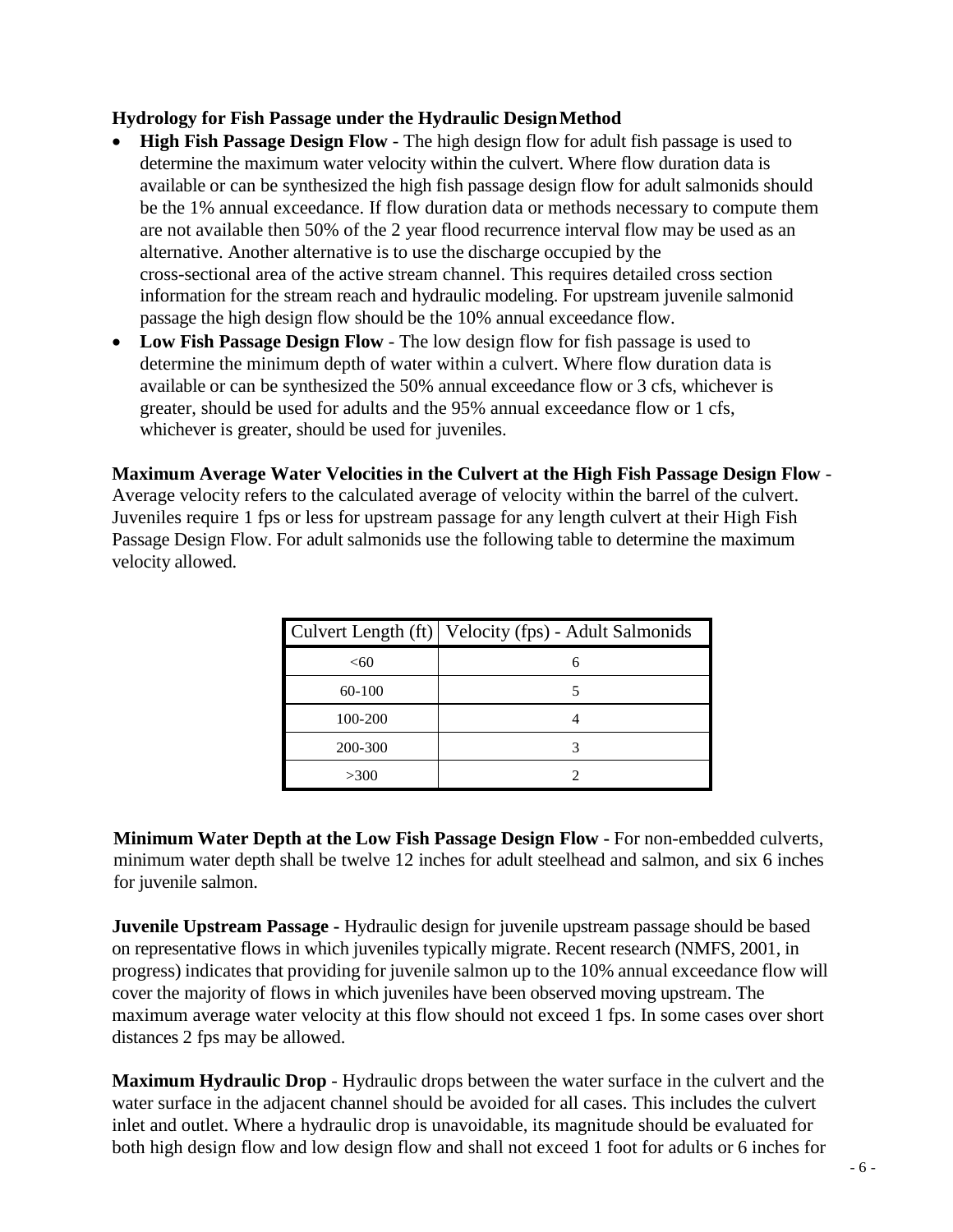### Hydrology for Fish Passage under the Hydraulic Design Method

- **High Fish Passage Design Flow** - The high design flow for adult fish passage is used to determine the maximum water velocity within the culvert. Where flow duration data is available or can be synthesized the high fish passage design flow for adult salmonids should be the 1% annual exceedance. If flow duration data or methods necessary to compute them are not available then 50% of the 2 year flood recurrence interval flow may be used as an alternative. Another alternative is to use the discharge occupied by the cross-sectional area of the active stream channel. This requires detailed cross section information for the stream reach and hydraulic modeling. For upstream juvenile salmonid passage the high design flow should be the 10% annual exceedance flow.
- **Low Fish Passage Design Flow** - The low design flow for fish passage is used to determine the minimum depth of water within a culvert. Where flow duration data is available or can be synthesized the 50% annual exceedance flow or 3 cfs, whichever is greater, should be used for adults and the 95% annual exceedance flow or 1 cfs, whichever is greater, should be used for juveniles.

**Maximum Average Water Velocities in the Culvert at the High Fish Passage Design Flow** - Average velocity refers to the calculated average of velocity within the barrel of the culvert. Juveniles require 1 fps or less for upstream passage for any length culvert at their High Fish Passage Design Flow. For adult salmonids use the following table to determine the maximum velocity allowed.

| Culvert Length (ft) | Velocity (fps) - Adult Salmonids |
|---|---|
| <60 | 6 |
| 60-100 | 5 |
| 100-200 | 4 |
| 200-300 | 3 |
| >300 | 2 |

**Minimum Water Depth at the Low Fish Passage Design Flow** - For non-embedded culverts, minimum water depth shall be twelve 12 inches for adult steelhead and salmon, and six 6 inches for juvenile salmon.

**Juvenile Upstream Passage** - Hydraulic design for juvenile upstream passage should be based on representative flows in which juveniles typically migrate. Recent research (NMFS, 2001, in progress) indicates that providing for juvenile salmon up to the 10% annual exceedance flow will cover the majority of flows in which juveniles have been observed moving upstream. The maximum average water velocity at this flow should not exceed 1 fps. In some cases over short distances 2 fps may be allowed.

**Maximum Hydraulic Drop** - Hydraulic drops between the water surface in the culvert and the water surface in the adjacent channel should be avoided for all cases. This includes the culvert inlet and outlet. Where a hydraulic drop is unavoidable, its magnitude should be evaluated for both high design flow and low design flow and shall not exceed 1 foot for adults or 6 inches for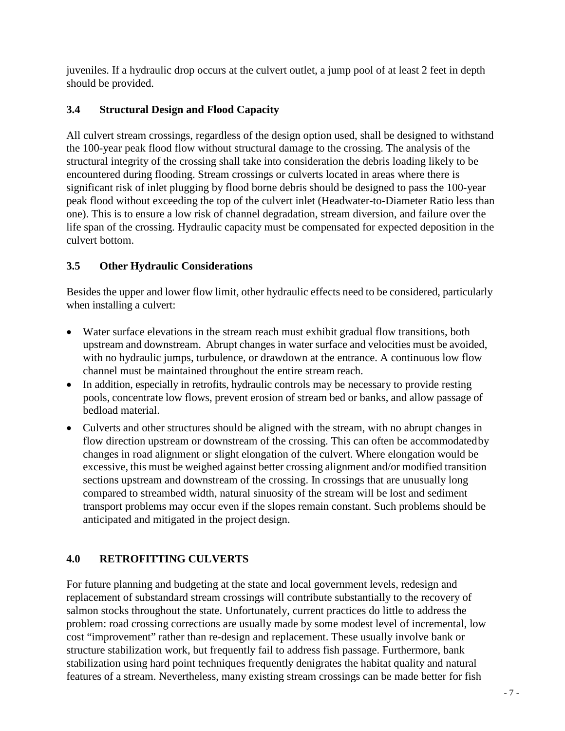juveniles. If a hydraulic drop occurs at the culvert outlet, a jump pool of at least 2 feet in depth should be provided.

### 3.4 Structural Design and Flood Capacity

All culvert stream crossings, regardless of the design option used, shall be designed to withstand the 100-year peak flood flow without structural damage to the crossing. The analysis of the structural integrity of the crossing shall take into consideration the debris loading likely to be encountered during flooding. Stream crossings or culverts located in areas where there is significant risk of inlet plugging by flood borne debris should be designed to pass the 100-year peak flood without exceeding the top of the culvert inlet (Headwater-to-Diameter Ratio less than one). This is to ensure a low risk of channel degradation, stream diversion, and failure over the life span of the crossing. Hydraulic capacity must be compensated for expected deposition in the culvert bottom.

### 3.5 Other Hydraulic Considerations

Besides the upper and lower flow limit, other hydraulic effects need to be considered, particularly when installing a culvert:

- Water surface elevations in the stream reach must exhibit gradual flow transitions, both upstream and downstream. Abrupt changes in water surface and velocities must be avoided, with no hydraulic jumps, turbulence, or drawdown at the entrance. A continuous low flow channel must be maintained throughout the entire stream reach.
- In addition, especially in retrofits, hydraulic controls may be necessary to provide resting pools, concentrate low flows, prevent erosion of stream bed or banks, and allow passage of bedload material.
- Culverts and other structures should be aligned with the stream, with no abrupt changes in flow direction upstream or downstream of the crossing. This can often be accommodated by changes in road alignment or slight elongation of the culvert. Where elongation would be excessive, this must be weighed against better crossing alignment and/or modified transition sections upstream and downstream of the crossing. In crossings that are unusually long compared to streambed width, natural sinuosity of the stream will be lost and sediment transport problems may occur even if the slopes remain constant. Such problems should be anticipated and mitigated in the project design.

## 4.0 RETROFITTING CULVERTS

For future planning and budgeting at the state and local government levels, redesign and replacement of substandard stream crossings will contribute substantially to the recovery of salmon stocks throughout the state. Unfortunately, current practices do little to address the problem: road crossing corrections are usually made by some modest level of incremental, low cost "improvement" rather than re-design and replacement. These usually involve bank or structure stabilization work, but frequently fail to address fish passage. Furthermore, bank stabilization using hard point techniques frequently denigrates the habitat quality and natural features of a stream. Nevertheless, many existing stream crossings can be made better for fish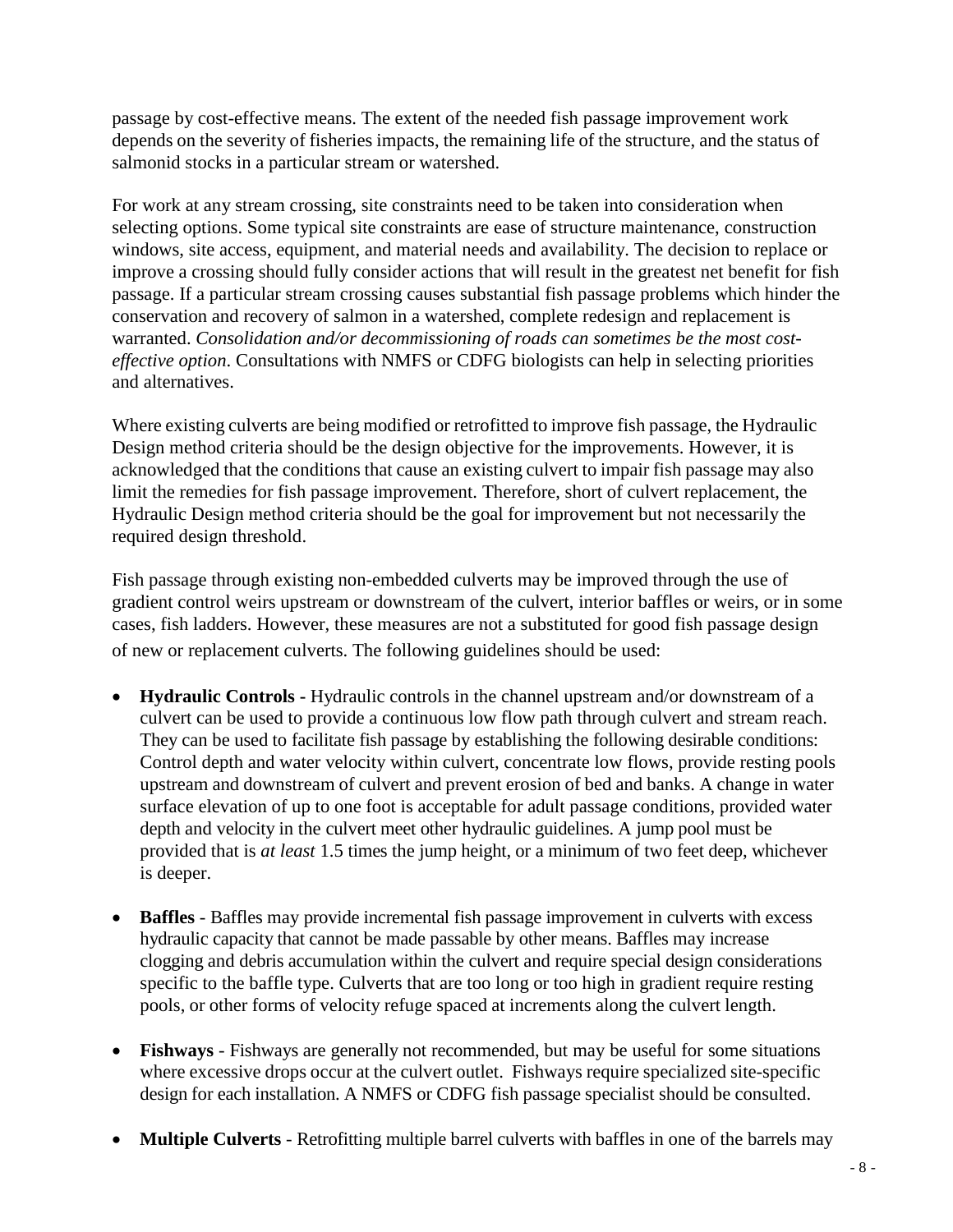passage by cost-effective means. The extent of the needed fish passage improvement work depends on the severity of fisheries impacts, the remaining life of the structure, and the status of salmonid stocks in a particular stream or watershed.

For work at any stream crossing, site constraints need to be taken into consideration when selecting options. Some typical site constraints are ease of structure maintenance, construction windows, site access, equipment, and material needs and availability. The decision to replace or improve a crossing should fully consider actions that will result in the greatest net benefit for fish passage. If a particular stream crossing causes substantial fish passage problems which hinder the conservation and recovery of salmon in a watershed, complete redesign and replacement is warranted. *Consolidation and/or decommissioning of roads can sometimes be the most cost-effective option*. Consultations with NMFS or CDFG biologists can help in selecting priorities and alternatives.

Where existing culverts are being modified or retrofitted to improve fish passage, the Hydraulic Design method criteria should be the design objective for the improvements. However, it is acknowledged that the conditions that cause an existing culvert to impair fish passage may also limit the remedies for fish passage improvement. Therefore, short of culvert replacement, the Hydraulic Design method criteria should be the goal for improvement but not necessarily the required design threshold.

Fish passage through existing non-embedded culverts may be improved through the use of gradient control weirs upstream or downstream of the culvert, interior baffles or weirs, or in some cases, fish ladders. However, these measures are not a substituted for good fish passage design of new or replacement culverts. The following guidelines should be used:

- **Hydraulic Controls -** Hydraulic controls in the channel upstream and/or downstream of a culvert can be used to provide a continuous low flow path through culvert and stream reach. They can be used to facilitate fish passage by establishing the following desirable conditions: Control depth and water velocity within culvert, concentrate low flows, provide resting pools upstream and downstream of culvert and prevent erosion of bed and banks. A change in water surface elevation of up to one foot is acceptable for adult passage conditions, provided water depth and velocity in the culvert meet other hydraulic guidelines. A jump pool must be provided that is *at least* 1.5 times the jump height, or a minimum of two feet deep, whichever is deeper.

- **Baffles** - Baffles may provide incremental fish passage improvement in culverts with excess hydraulic capacity that cannot be made passable by other means. Baffles may increase clogging and debris accumulation within the culvert and require special design considerations specific to the baffle type. Culverts that are too long or too high in gradient require resting pools, or other forms of velocity refuge spaced at increments along the culvert length.

- **Fishways** - Fishways are generally not recommended, but may be useful for some situations where excessive drops occur at the culvert outlet. Fishways require specialized site-specific design for each installation. A NMFS or CDFG fish passage specialist should be consulted.

- **Multiple Culverts** - Retrofitting multiple barrel culverts with baffles in one of the barrels may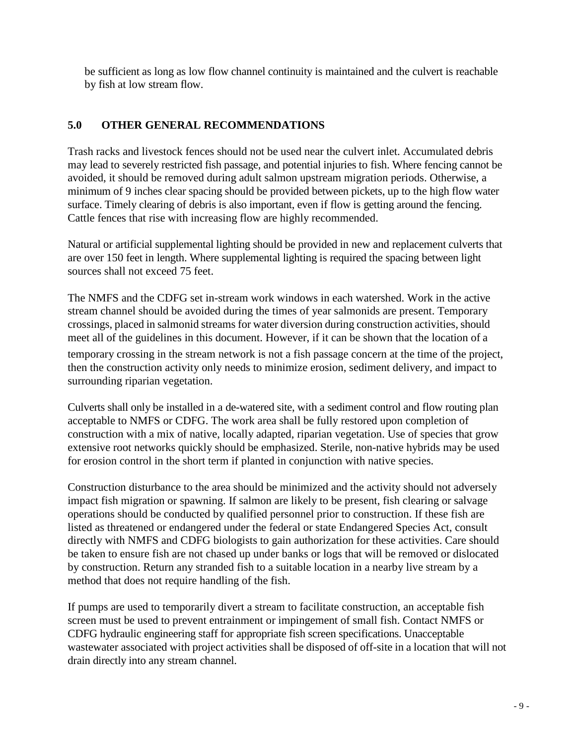be sufficient as long as low flow channel continuity is maintained and the culvert is reachable by fish at low stream flow.

## 5.0 OTHER GENERAL RECOMMENDATIONS

Trash racks and livestock fences should not be used near the culvert inlet. Accumulated debris may lead to severely restricted fish passage, and potential injuries to fish. Where fencing cannot be avoided, it should be removed during adult salmon upstream migration periods. Otherwise, a minimum of 9 inches clear spacing should be provided between pickets, up to the high flow water surface. Timely clearing of debris is also important, even if flow is getting around the fencing. Cattle fences that rise with increasing flow are highly recommended.

Natural or artificial supplemental lighting should be provided in new and replacement culverts that are over 150 feet in length. Where supplemental lighting is required the spacing between light sources shall not exceed 75 feet.

The NMFS and the CDFG set in-stream work windows in each watershed. Work in the active stream channel should be avoided during the times of year salmonids are present. Temporary crossings, placed in salmonid streams for water diversion during construction activities, should meet all of the guidelines in this document. However, if it can be shown that the location of a temporary crossing in the stream network is not a fish passage concern at the time of the project, then the construction activity only needs to minimize erosion, sediment delivery, and impact to surrounding riparian vegetation.

Culverts shall only be installed in a de-watered site, with a sediment control and flow routing plan acceptable to NMFS or CDFG. The work area shall be fully restored upon completion of construction with a mix of native, locally adapted, riparian vegetation. Use of species that grow extensive root networks quickly should be emphasized. Sterile, non-native hybrids may be used for erosion control in the short term if planted in conjunction with native species.

Construction disturbance to the area should be minimized and the activity should not adversely impact fish migration or spawning. If salmon are likely to be present, fish clearing or salvage operations should be conducted by qualified personnel prior to construction. If these fish are listed as threatened or endangered under the federal or state Endangered Species Act, consult directly with NMFS and CDFG biologists to gain authorization for these activities. Care should be taken to ensure fish are not chased up under banks or logs that will be removed or dislocated by construction. Return any stranded fish to a suitable location in a nearby live stream by a method that does not require handling of the fish.

If pumps are used to temporarily divert a stream to facilitate construction, an acceptable fish screen must be used to prevent entrainment or impingement of small fish. Contact NMFS or CDFG hydraulic engineering staff for appropriate fish screen specifications. Unacceptable wastewater associated with project activities shall be disposed of off-site in a location that will not drain directly into any stream channel.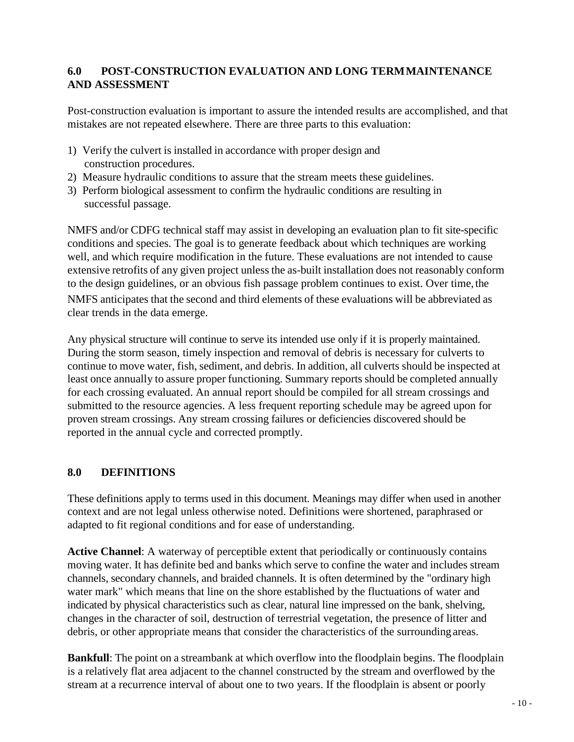## 6.0 POST-CONSTRUCTION EVALUATION AND LONG TERM MAINTENANCE AND ASSESSMENT

Post-construction evaluation is important to assure the intended results are accomplished, and that mistakes are not repeated elsewhere. There are three parts to this evaluation:

1) Verify the culvert is installed in accordance with proper design and construction procedures.
2) Measure hydraulic conditions to assure that the stream meets these guidelines.
3) Perform biological assessment to confirm the hydraulic conditions are resulting in successful passage.

NMFS and/or CDFG technical staff may assist in developing an evaluation plan to fit site-specific conditions and species. The goal is to generate feedback about which techniques are working well, and which require modification in the future. These evaluations are not intended to cause extensive retrofits of any given project unless the as-built installation does not reasonably conform to the design guidelines, or an obvious fish passage problem continues to exist. Over time, the NMFS anticipates that the second and third elements of these evaluations will be abbreviated as clear trends in the data emerge.

Any physical structure will continue to serve its intended use only if it is properly maintained. During the storm season, timely inspection and removal of debris is necessary for culverts to continue to move water, fish, sediment, and debris. In addition, all culverts should be inspected at least once annually to assure proper functioning. Summary reports should be completed annually for each crossing evaluated. An annual report should be compiled for all stream crossings and submitted to the resource agencies. A less frequent reporting schedule may be agreed upon for proven stream crossings. Any stream crossing failures or deficiencies discovered should be reported in the annual cycle and corrected promptly.

## 8.0 DEFINITIONS

These definitions apply to terms used in this document. Meanings may differ when used in another context and are not legal unless otherwise noted. Definitions were shortened, paraphrased or adapted to fit regional conditions and for ease of understanding.

**Active Channel**: A waterway of perceptible extent that periodically or continuously contains moving water. It has definite bed and banks which serve to confine the water and includes stream channels, secondary channels, and braided channels. It is often determined by the "ordinary high water mark" which means that line on the shore established by the fluctuations of water and indicated by physical characteristics such as clear, natural line impressed on the bank, shelving, changes in the character of soil, destruction of terrestrial vegetation, the presence of litter and debris, or other appropriate means that consider the characteristics of the surrounding areas.

**Bankfull**: The point on a streambank at which overflow into the floodplain begins. The floodplain is a relatively flat area adjacent to the channel constructed by the stream and overflowed by the stream at a recurrence interval of about one to two years. If the floodplain is absent or poorly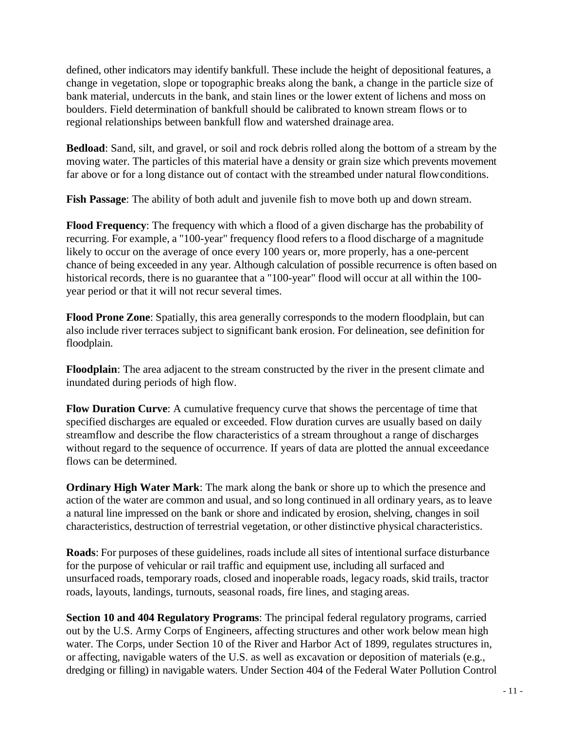defined, other indicators may identify bankfull. These include the height of depositional features, a change in vegetation, slope or topographic breaks along the bank, a change in the particle size of bank material, undercuts in the bank, and stain lines or the lower extent of lichens and moss on boulders. Field determination of bankfull should be calibrated to known stream flows or to regional relationships between bankfull flow and watershed drainage area.

**Bedload**: Sand, silt, and gravel, or soil and rock debris rolled along the bottom of a stream by the moving water. The particles of this material have a density or grain size which prevents movement far above or for a long distance out of contact with the streambed under natural flow conditions.

**Fish Passage**: The ability of both adult and juvenile fish to move both up and down stream.

**Flood Frequency**: The frequency with which a flood of a given discharge has the probability of recurring. For example, a "100-year" frequency flood refers to a flood discharge of a magnitude likely to occur on the average of once every 100 years or, more properly, has a one-percent chance of being exceeded in any year. Although calculation of possible recurrence is often based on historical records, there is no guarantee that a "100-year" flood will occur at all within the 100-year period or that it will not recur several times.

**Flood Prone Zone**: Spatially, this area generally corresponds to the modern floodplain, but can also include river terraces subject to significant bank erosion. For delineation, see definition for floodplain.

**Floodplain**: The area adjacent to the stream constructed by the river in the present climate and inundated during periods of high flow.

**Flow Duration Curve**: A cumulative frequency curve that shows the percentage of time that specified discharges are equaled or exceeded. Flow duration curves are usually based on daily streamflow and describe the flow characteristics of a stream throughout a range of discharges without regard to the sequence of occurrence. If years of data are plotted the annual exceedance flows can be determined.

**Ordinary High Water Mark**: The mark along the bank or shore up to which the presence and action of the water are common and usual, and so long continued in all ordinary years, as to leave a natural line impressed on the bank or shore and indicated by erosion, shelving, changes in soil characteristics, destruction of terrestrial vegetation, or other distinctive physical characteristics.

**Roads**: For purposes of these guidelines, roads include all sites of intentional surface disturbance for the purpose of vehicular or rail traffic and equipment use, including all surfaced and unsurfaced roads, temporary roads, closed and inoperable roads, legacy roads, skid trails, tractor roads, layouts, landings, turnouts, seasonal roads, fire lines, and staging areas.

**Section 10 and 404 Regulatory Programs**: The principal federal regulatory programs, carried out by the U.S. Army Corps of Engineers, affecting structures and other work below mean high water. The Corps, under Section 10 of the River and Harbor Act of 1899, regulates structures in, or affecting, navigable waters of the U.S. as well as excavation or deposition of materials (e.g., dredging or filling) in navigable waters. Under Section 404 of the Federal Water Pollution Control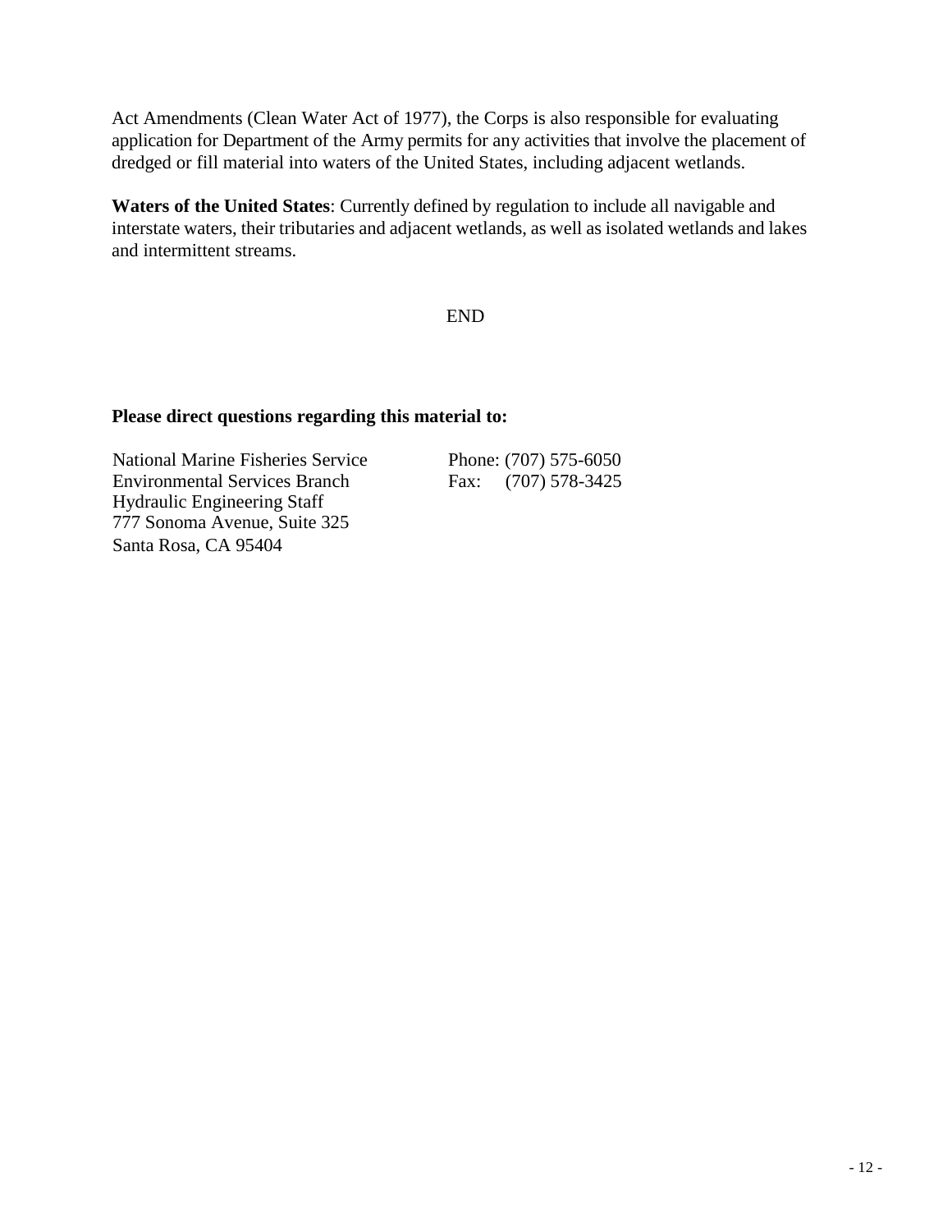Act Amendments (Clean Water Act of 1977), the Corps is also responsible for evaluating application for Department of the Army permits for any activities that involve the placement of dredged or fill material into waters of the United States, including adjacent wetlands.

**Waters of the United States**: Currently defined by regulation to include all navigable and interstate waters, their tributaries and adjacent wetlands, as well as isolated wetlands and lakes and intermittent streams.

END

**Please direct questions regarding this material to:**

National Marine Fisheries Service
Environmental Services Branch
Hydraulic Engineering Staff
777 Sonoma Avenue, Suite 325
Santa Rosa, CA 95404

Phone: (707) 575-6050
Fax: (707) 578-3425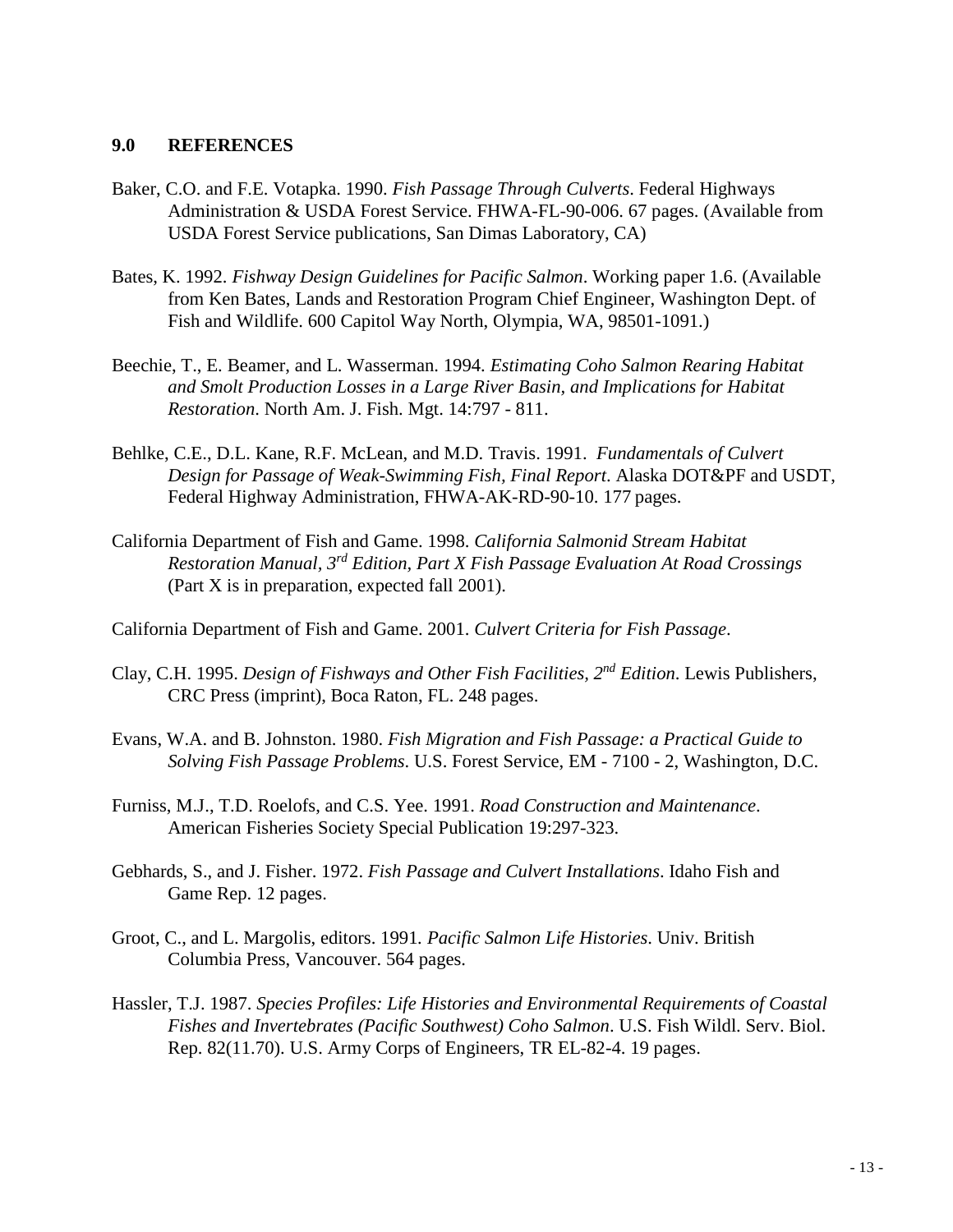## 9.0 REFERENCES

Baker, C.O. and F.E. Votapka. 1990. *Fish Passage Through Culverts*. Federal Highways Administration & USDA Forest Service. FHWA-FL-90-006. 67 pages. (Available from USDA Forest Service publications, San Dimas Laboratory, CA)

Bates, K. 1992. *Fishway Design Guidelines for Pacific Salmon*. Working paper 1.6. (Available from Ken Bates, Lands and Restoration Program Chief Engineer, Washington Dept. of Fish and Wildlife. 600 Capitol Way North, Olympia, WA, 98501-1091.)

Beechie, T., E. Beamer, and L. Wasserman. 1994. *Estimating Coho Salmon Rearing Habitat and Smolt Production Losses in a Large River Basin, and Implications for Habitat Restoration*. North Am. J. Fish. Mgt. 14:797 - 811.

Behlke, C.E., D.L. Kane, R.F. McLean, and M.D. Travis. 1991. *Fundamentals of Culvert Design for Passage of Weak-Swimming Fish, Final Report*. Alaska DOT&PF and USDT, Federal Highway Administration, FHWA-AK-RD-90-10. 177 pages.

California Department of Fish and Game. 1998. *California Salmonid Stream Habitat Restoration Manual, 3rd Edition, Part X Fish Passage Evaluation At Road Crossings* (Part X is in preparation, expected fall 2001).

California Department of Fish and Game. 2001. *Culvert Criteria for Fish Passage*.

Clay, C.H. 1995. *Design of Fishways and Other Fish Facilities, 2nd Edition*. Lewis Publishers, CRC Press (imprint), Boca Raton, FL. 248 pages.

Evans, W.A. and B. Johnston. 1980. *Fish Migration and Fish Passage: a Practical Guide to Solving Fish Passage Problems*. U.S. Forest Service, EM - 7100 - 2, Washington, D.C.

Furniss, M.J., T.D. Roelofs, and C.S. Yee. 1991. *Road Construction and Maintenance*. American Fisheries Society Special Publication 19:297-323.

Gebhards, S., and J. Fisher. 1972. *Fish Passage and Culvert Installations*. Idaho Fish and Game Rep. 12 pages.

Groot, C., and L. Margolis, editors. 1991. *Pacific Salmon Life Histories*. Univ. British Columbia Press, Vancouver. 564 pages.

Hassler, T.J. 1987. *Species Profiles: Life Histories and Environmental Requirements of Coastal Fishes and Invertebrates (Pacific Southwest) Coho Salmon*. U.S. Fish Wildl. Serv. Biol. Rep. 82(11.70). U.S. Army Corps of Engineers, TR EL-82-4. 19 pages.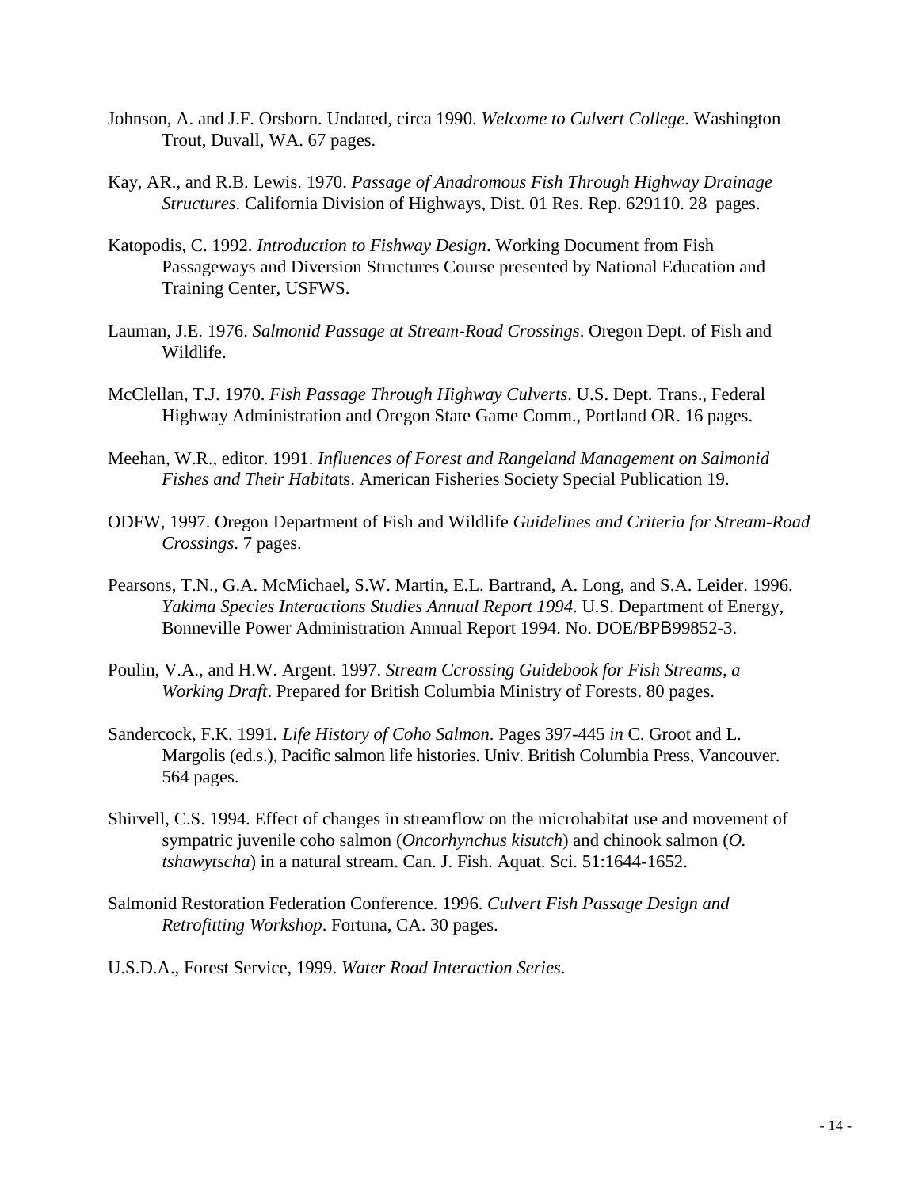Johnson, A. and J.F. Orsborn. Undated, circa 1990. *Welcome to Culvert College*. Washington Trout, Duvall, WA. 67 pages.

Kay, AR., and R.B. Lewis. 1970. *Passage of Anadromous Fish Through Highway Drainage Structures*. California Division of Highways, Dist. 01 Res. Rep. 629110. 28 pages.

Katopodis, C. 1992. *Introduction to Fishway Design*. Working Document from Fish Passageways and Diversion Structures Course presented by National Education and Training Center, USFWS.

Lauman, J.E. 1976. *Salmonid Passage at Stream-Road Crossings*. Oregon Dept. of Fish and Wildlife.

McClellan, T.J. 1970. *Fish Passage Through Highway Culverts*. U.S. Dept. Trans., Federal Highway Administration and Oregon State Game Comm., Portland OR. 16 pages.

Meehan, W.R., editor. 1991. *Influences of Forest and Rangeland Management on Salmonid Fishes and Their Habitat*s. American Fisheries Society Special Publication 19.

ODFW, 1997. Oregon Department of Fish and Wildlife *Guidelines and Criteria for Stream-Road Crossings*. 7 pages.

Pearsons, T.N., G.A. McMichael, S.W. Martin, E.L. Bartrand, A. Long, and S.A. Leider. 1996. *Yakima Species Interactions Studies Annual Report 1994*. U.S. Department of Energy, Bonneville Power Administration Annual Report 1994. No. DOE/BPB99852-3.

Poulin, V.A., and H.W. Argent. 1997. *Stream Ccrossing Guidebook for Fish Streams, a Working Draft*. Prepared for British Columbia Ministry of Forests. 80 pages.

Sandercock, F.K. 1991. *Life History of Coho Salmon*. Pages 397-445 *in* C. Groot and L. Margolis (ed.s.), Pacific salmon life histories. Univ. British Columbia Press, Vancouver. 564 pages.

Shirvell, C.S. 1994. Effect of changes in streamflow on the microhabitat use and movement of sympatric juvenile coho salmon (*Oncorhynchus kisutch*) and chinook salmon (*O. tshawytscha*) in a natural stream. Can. J. Fish. Aquat. Sci. 51:1644-1652.

Salmonid Restoration Federation Conference. 1996. *Culvert Fish Passage Design and Retrofitting Workshop*. Fortuna, CA. 30 pages.

U.S.D.A., Forest Service, 1999. *Water Road Interaction Series*.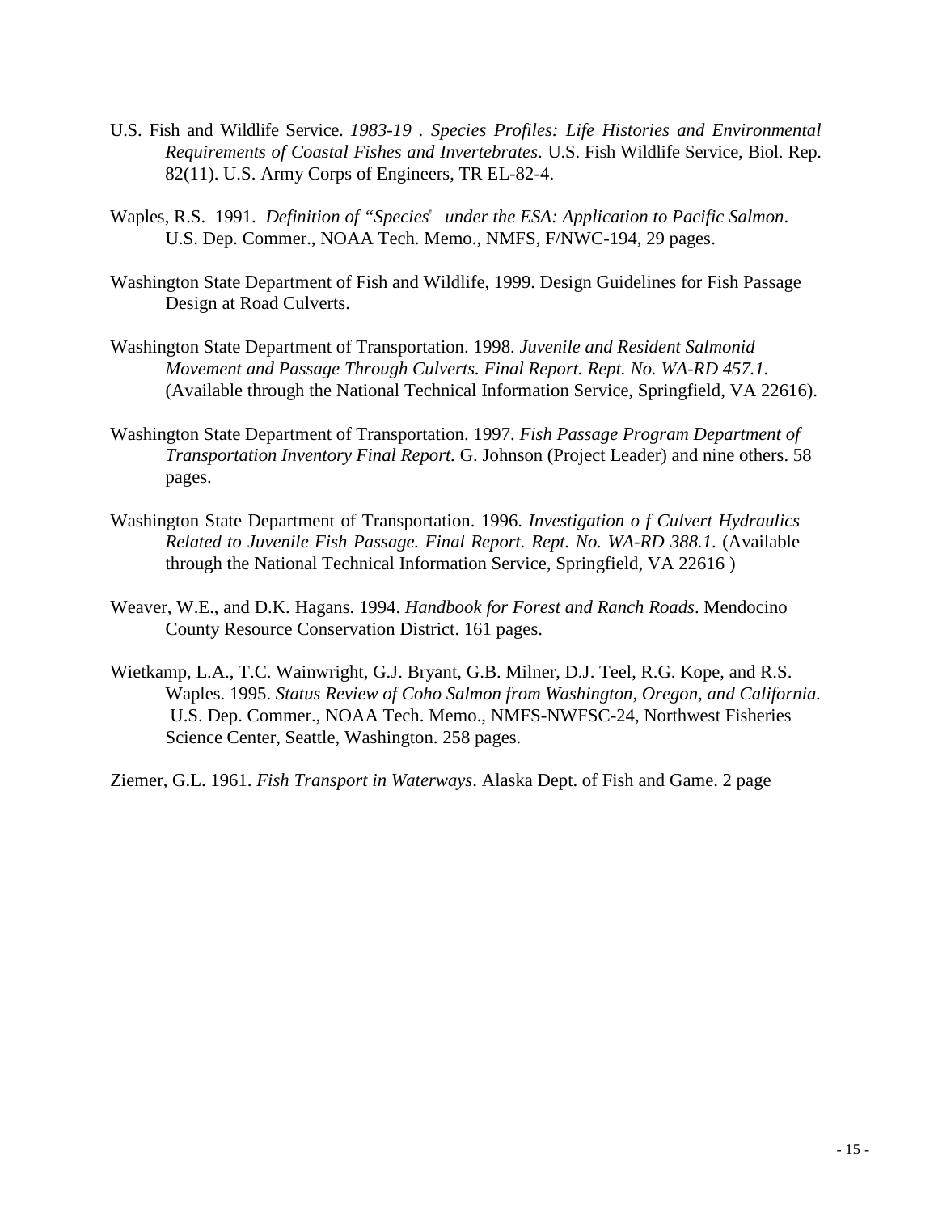U.S. Fish and Wildlife Service. *1983-19* . *Species Profiles: Life Histories and Environmental Requirements of Coastal Fishes and Invertebrates*. U.S. Fish Wildlife Service, Biol. Rep. 82(11). U.S. Army Corps of Engineers, TR EL-82-4.

Waples, R.S. 1991. *Definition of "Species" under the ESA: Application to Pacific Salmon*. U.S. Dep. Commer., NOAA Tech. Memo., NMFS, F/NWC-194, 29 pages.

Washington State Department of Fish and Wildlife, 1999. Design Guidelines for Fish Passage Design at Road Culverts.

Washington State Department of Transportation. 1998. *Juvenile and Resident Salmonid Movement and Passage Through Culverts. Final Report. Rept. No. WA-RD 457.1*. (Available through the National Technical Information Service, Springfield, VA 22616).

Washington State Department of Transportation. 1997. *Fish Passage Program Department of Transportation Inventory Final Report.* G. Johnson (Project Leader) and nine others. 58 pages.

Washington State Department of Transportation. 1996. *Investigation o f Culvert Hydraulics Related to Juvenile Fish Passage. Final Report. Rept. No. WA-RD 388.1*. (Available through the National Technical Information Service, Springfield, VA 22616 )

Weaver, W.E., and D.K. Hagans. 1994. *Handbook for Forest and Ranch Roads*. Mendocino County Resource Conservation District. 161 pages.

Wietkamp, L.A., T.C. Wainwright, G.J. Bryant, G.B. Milner, D.J. Teel, R.G. Kope, and R.S. Waples. 1995. *Status Review of Coho Salmon from Washington, Oregon, and California.* U.S. Dep. Commer., NOAA Tech. Memo., NMFS-NWFSC-24, Northwest Fisheries Science Center, Seattle, Washington. 258 pages.

Ziemer, G.L. 1961. *Fish Transport in Waterways*. Alaska Dept. of Fish and Game. 2 page